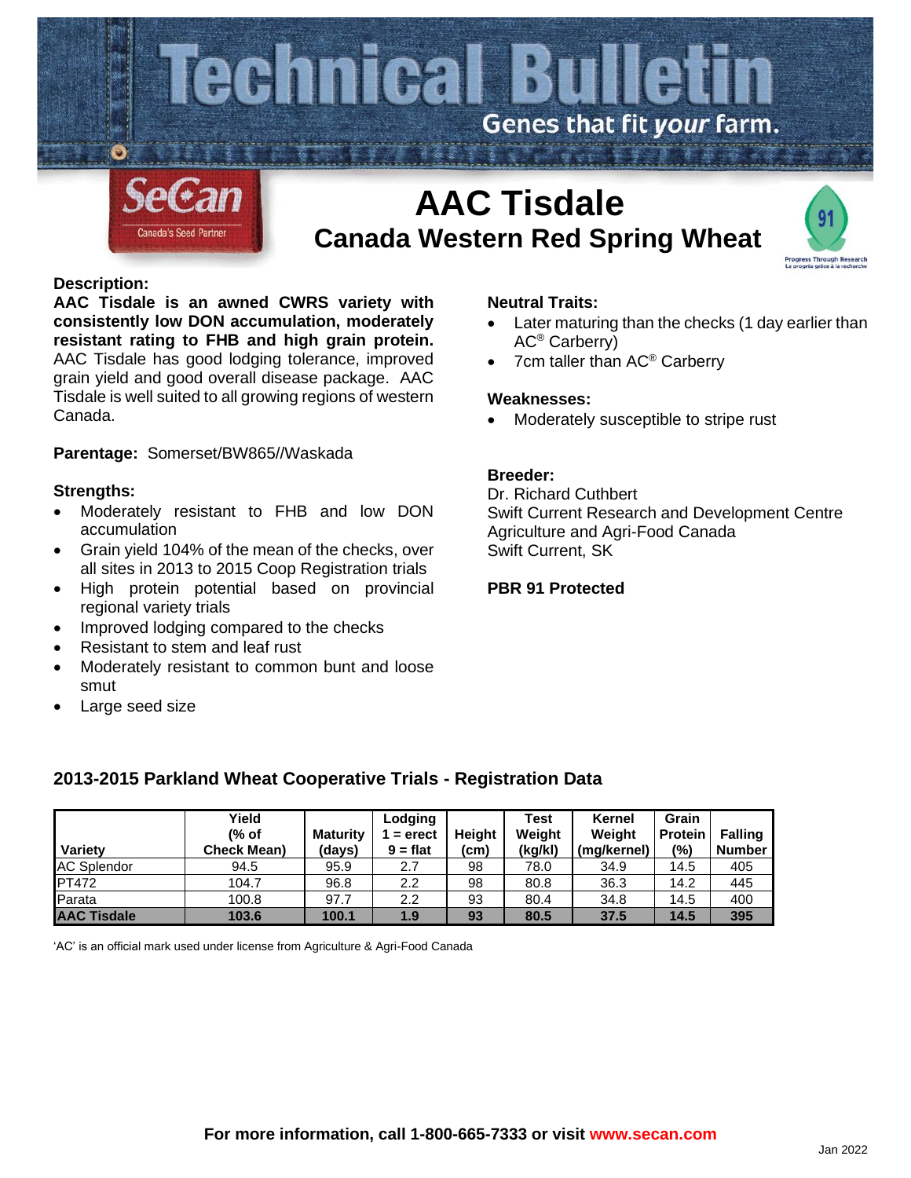# Technical Bulletin

Genes that fit *your* farm.

SeCan
Canada's Seed Partner

# AAC Tisdale

## Canada Western Red Spring Wheat

91
Progress Through Research
Le progrès grâce à la recherche

### Description:

**AAC Tisdale is an awned CWRS variety with consistently low DON accumulation, moderately resistant rating to FHB and high grain protein.** AAC Tisdale has good lodging tolerance, improved grain yield and good overall disease package. AAC Tisdale is well suited to all growing regions of western Canada.

**Parentage:** Somerset/BW865//Waskada

### Strengths:

- Moderately resistant to FHB and low DON accumulation
- Grain yield 104% of the mean of the checks, over all sites in 2013 to 2015 Coop Registration trials
- High protein potential based on provincial regional variety trials
- Improved lodging compared to the checks
- Resistant to stem and leaf rust
- Moderately resistant to common bunt and loose smut
- Large seed size

### Neutral Traits:

- Later maturing than the checks (1 day earlier than AC® Carberry)
- 7cm taller than AC® Carberry

### Weaknesses:

- Moderately susceptible to stripe rust

### Breeder:

Dr. Richard Cuthbert
Swift Current Research and Development Centre
Agriculture and Agri-Food Canada
Swift Current, SK

**PBR 91 Protected**

### 2013-2015 Parkland Wheat Cooperative Trials - Registration Data

| Variety | Yield (% of Check Mean) | Maturity (days) | Lodging 1 = erect 9 = flat | Height (cm) | Test Weight (kg/kl) | Kernel Weight (mg/kernel) | Grain Protein (%) | Falling Number |
|---|---|---|---|---|---|---|---|---|
| AC Splendor | 94.5 | 95.9 | 2.7 | 98 | 78.0 | 34.9 | 14.5 | 405 |
| PT472 | 104.7 | 96.8 | 2.2 | 98 | 80.8 | 36.3 | 14.2 | 445 |
| Parata | 100.8 | 97.7 | 2.2 | 93 | 80.4 | 34.8 | 14.5 | 400 |
| **AAC Tisdale** | **103.6** | **100.1** | **1.9** | **93** | **80.5** | **37.5** | **14.5** | **395** |

'AC' is an official mark used under license from Agriculture & Agri-Food Canada

**For more information, call 1-800-665-7333 or visit www.secan.com**

Jan 2022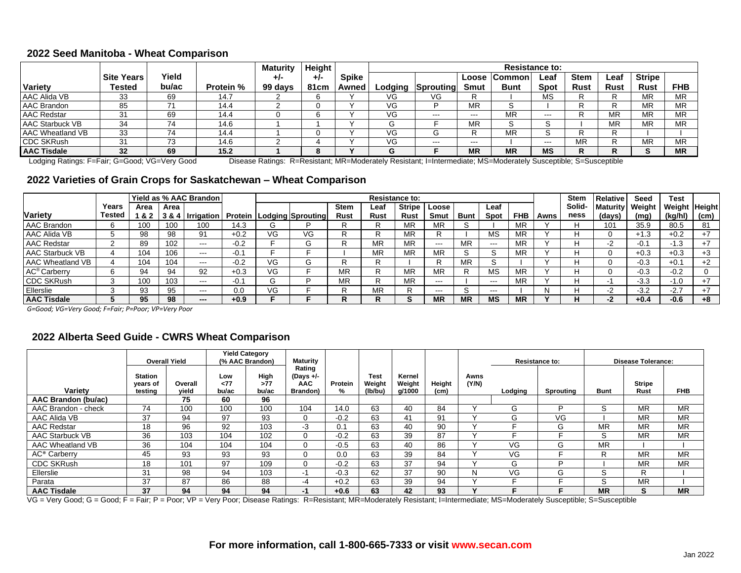## 2022 Seed Manitoba - Wheat Comparison

| | | | | | | | Resistance to: | | | | | | | | |
|---|---|---|---|---|---|---|---|---|---|---|---|---|---|---|---|
| Variety | Site Years Tested | Yield bu/ac | Protein % | Maturity +/- 99 days | Height +/- 81cm | Spike Awned | Lodging | Sprouting | Loose Smut | Common Bunt | Leaf Spot | Stem Rust | Leaf Rust | Stripe Rust | FHB |
| AAC Alida VB | 33 | 69 | 14.7 | 2 | 6 | Y | VG | VG | R | I | MS | R | R | MR | MR |
| AAC Brandon | 85 | 71 | 14.4 | 2 | 0 | Y | VG | P | MR | S | I | R | R | MR | MR |
| AAC Redstar | 31 | 69 | 14.4 | 0 | 6 | Y | VG | --- | --- | MR | --- | R | MR | MR | MR |
| AAC Starbuck VB | 34 | 74 | 14.6 | 1 | 1 | Y | G | F | MR | S | S | I | MR | MR | MR |
| AAC Wheatland VB | 33 | 74 | 14.4 | 1 | 0 | Y | VG | G | R | MR | S | R | R | I | I |
| CDC SKRush | 31 | 73 | 14.6 | 2 | 4 | Y | VG | --- | --- | I | --- | MR | R | MR | MR |
| **AAC Tisdale** | **32** | **69** | **15.2** | **1** | **8** | **Y** | **G** | **F** | **MR** | **MR** | **MS** | **R** | **R** | **S** | **MR** |

Lodging Ratings: F=Fair; G=Good; VG=Very Good    Disease Ratings: R=Resistant; MR=Moderately Resistant; I=Intermediate; MS=Moderately Susceptible; S=Susceptible

## 2022 Varieties of Grain Crops for Saskatchewan – Wheat Comparison

| | | Yield as % AAC Brandon | | | | Resistance to: | | | | | | | | | | | | | | | |
|---|---|---|---|---|---|---|---|---|---|---|---|---|---|---|---|---|---|---|---|---|---|
| Variety | Years Tested | Area 1 & 2 | Area 3 & 4 | Irrigation | Protein | Lodging | Sprouting | Stem Rust | Leaf Rust | Stripe Rust | Loose Smut | Bunt | Leaf Spot | FHB | Awns | Stem Solid-ness | Relative Maturity (days) | Seed Weight (mg) | Test Weight (kg/hl) | Height (cm) |
| AAC Brandon | 6 | 100 | 100 | 100 | 14.3 | G | P | R | R | MR | MR | S | I | MR | Y | H | 101 | 35.9 | 80.5 | 81 |
| AAC Alida VB | 5 | 98 | 98 | 91 | +0.2 | VG | VG | R | R | MR | R | I | MS | MR | Y | H | 0 | +1.3 | +0.2 | +7 |
| AAC Redstar | 2 | 89 | 102 | --- | -0.2 | F | G | R | MR | MR | --- | MR | --- | MR | Y | H | -2 | -0.1 | -1.3 | +7 |
| AAC Starbuck VB | 4 | 104 | 106 | --- | -0.1 | F | F | I | MR | MR | MR | S | S | MR | Y | H | 0 | +0.3 | +0.3 | +3 |
| AAC Wheatland VB | 4 | 104 | 104 | --- | -0.2 | VG | G | R | R | I | R | MR | S | I | Y | H | 0 | -0.3 | +0.1 | +2 |
| AC® Carberry | 6 | 94 | 94 | 92 | +0.3 | VG | F | MR | R | MR | MR | R | MS | MR | Y | H | 0 | -0.3 | -0.2 | 0 |
| CDC SKRush | 3 | 100 | 103 | --- | -0.1 | G | P | MR | R | MR | --- | I | --- | MR | Y | H | -1 | -3.3 | -1.0 | +7 |
| Ellerslie | 3 | 93 | 95 | --- | 0.0 | VG | F | R | MR | R | --- | S | --- | I | N | H | -2 | -3.2 | -2.7 | +7 |
| **AAC Tisdale** | **5** | **95** | **98** | **---** | **+0.9** | **F** | **F** | **R** | **R** | **S** | **MR** | **MR** | **MS** | **MR** | **Y** | **H** | **-2** | **+0.4** | **-0.6** | **+8** |

*G=Good; VG=Very Good; F=Fair; P=Poor; VP=Very Poor*

## 2022 Alberta Seed Guide - CWRS Wheat Comparison

| | Overall Yield | | Yield Category (% AAC Brandon) | | | | | | | | Resistance to: | | Disease Tolerance: | | |
|---|---|---|---|---|---|---|---|---|---|---|---|---|---|---|---|
| Variety | Station years of testing | Overall yield | Low <77 bu/ac | High >77 bu/ac | Maturity Rating (Days +/- AAC Brandon) | Protein % | Test Weight (lb/bu) | Kernel Weight g/1000 | Height (cm) | Awns (Y/N) | Lodging | Sprouting | Bunt | Stripe Rust | FHB |
| **AAC Brandon (bu/ac)** | | **75** | **60** | **96** | | | | | | | | | | | |
| AAC Brandon - check | 74 | 100 | 100 | 100 | 104 | 14.0 | 63 | 40 | 84 | Y | G | P | S | MR | MR |
| AAC Alida VB | 37 | 94 | 97 | 93 | 0 | -0.2 | 63 | 41 | 91 | Y | G | VG | I | MR | MR |
| AAC Redstar | 18 | 96 | 92 | 103 | -3 | 0.1 | 63 | 40 | 90 | Y | F | G | MR | MR | MR |
| AAC Starbuck VB | 36 | 103 | 104 | 102 | 0 | -0.2 | 63 | 39 | 87 | Y | F | F | S | MR | MR |
| AAC Wheatland VB | 36 | 104 | 104 | 104 | 0 | -0.5 | 63 | 40 | 86 | Y | VG | G | MR | I | I |
| AC® Carberry | 45 | 93 | 93 | 93 | 0 | 0.0 | 63 | 39 | 84 | Y | VG | F | R | MR | MR |
| CDC SKRush | 18 | 101 | 97 | 109 | 0 | -0.2 | 63 | 37 | 94 | Y | G | P | I | MR | MR |
| Ellerslie | 31 | 98 | 94 | 103 | -1 | -0.3 | 62 | 37 | 90 | N | VG | G | S | R | I |
| Parata | 37 | 87 | 86 | 88 | -4 | +0.2 | 63 | 39 | 94 | Y | F | F | S | MR | I |
| **AAC Tisdale** | **37** | **94** | **94** | **94** | **-1** | **+0.6** | **63** | **42** | **93** | **Y** | **F** | **F** | **MR** | **S** | **MR** |

VG = Very Good; G = Good; F = Fair; P = Poor; VP = Very Poor; Disease Ratings: R=Resistant; MR=Moderately Resistant; I=Intermediate; MS=Moderately Susceptible; S=Susceptible

**For more information, call 1-800-665-7333 or visit www.secan.com**

Jan 2022